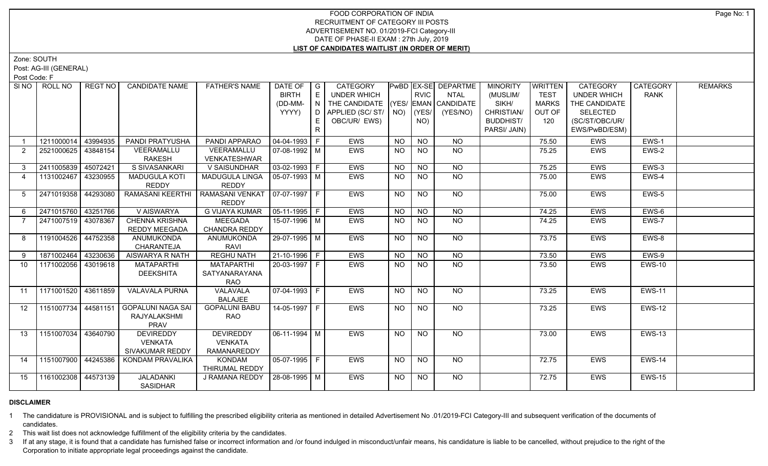# FOOD CORPORATION OF INDIA
## RECRUITMENT OF CATEGORY III POSTS
## ADVERTISEMENT NO. 01/2019-FCI Category-III
## DATE OF PHASE-II EXAM : 27th July, 2019
## LIST OF CANDIDATES WAITLIST (IN ORDER OF MERIT)

Zone: SOUTH

Post: AG-III (GENERAL)

Post Code: F

| Sl NO | ROLL NO | REGT NO | CANDIDATE NAME | FATHER'S NAME | DATE OF BIRTH (DD-MM-YYYY) | GENDER | CATEGORY UNDER WHICH THE CANDIDATE APPLIED (SC/ ST/ OBC/UR/ EWS) | PwBD (YES/ NO) | EX-SERVICEMAN (YES/ NO) | DEPARTMENTAL CANDIDATE (YES/NO) | MINORITY (MUSLIM/ SIKH/ CHRISTIAN/ BUDDHIST/ PARSI/ JAIN) | WRITTEN TEST MARKS OUT OF 120 | CATEGORY UNDER WHICH THE CANDIDATE SELECTED (SC/ST/OBC/UR/ EWS/PwBD/ESM) | CATEGORY RANK | REMARKS |
|---|---|---|---|---|---|---|---|---|---|---|---|---|---|---|---|
| 1 | 1211000014 | 43994935 | PANDI PRATYUSHA | PANDI APPARAO | 04-04-1993 | F | EWS | NO | NO | NO | | 75.50 | EWS | EWS-1 | |
| 2 | 2521000625 | 43848154 | VEERAMALLU RAKESH | VEERAMALLU VENKATESHWAR | 07-08-1992 | M | EWS | NO | NO | NO | | 75.25 | EWS | EWS-2 | |
| 3 | 2411005839 | 45072421 | S SIVASANKARI | V SAISUNDHAR | 03-02-1993 | F | EWS | NO | NO | NO | | 75.25 | EWS | EWS-3 | |
| 4 | 1131002467 | 43230955 | MADUGULA KOTI REDDY | MADUGULA LINGA REDDY | 05-07-1993 | M | EWS | NO | NO | NO | | 75.00 | EWS | EWS-4 | |
| 5 | 2471019358 | 44293080 | RAMASANI KEERTHI | RAMASANI VENKAT REDDY | 07-07-1997 | F | EWS | NO | NO | NO | | 75.00 | EWS | EWS-5 | |
| 6 | 2471015760 | 43251766 | V AISWARYA | G VIJAYA KUMAR | 05-11-1995 | F | EWS | NO | NO | NO | | 74.25 | EWS | EWS-6 | |
| 7 | 2471007519 | 43078367 | CHENNA KRISHNA REDDY MEEGADA | MEEGADA CHANDRA REDDY | 15-07-1996 | M | EWS | NO | NO | NO | | 74.25 | EWS | EWS-7 | |
| 8 | 1191004526 | 44752358 | ANUMUKONDA CHARANTEJA | ANUMUKONDA RAVI | 29-07-1995 | M | EWS | NO | NO | NO | | 73.75 | EWS | EWS-8 | |
| 9 | 1871002464 | 43230636 | AISWARYA R NATH | REGHU NATH | 21-10-1996 | F | EWS | NO | NO | NO | | 73.50 | EWS | EWS-9 | |
| 10 | 1171002056 | 43019618 | MATAPARTHI DEEKSHITA | MATAPARTHI SATYANARAYANA RAO | 20-03-1997 | F | EWS | NO | NO | NO | | 73.50 | EWS | EWS-10 | |
| 11 | 1171001520 | 43611859 | VALAVALA PURNA | VALAVALA BALAJEE | 07-04-1993 | F | EWS | NO | NO | NO | | 73.25 | EWS | EWS-11 | |
| 12 | 1151007734 | 44581151 | GOPALUNI NAGA SAI RAJYALAKSHMI PRAV | GOPALUNI BABU RAO | 14-05-1997 | F | EWS | NO | NO | NO | | 73.25 | EWS | EWS-12 | |
| 13 | 1151007034 | 43640790 | DEVIREDDY VENKATA SIVAKUMAR REDDY | DEVIREDDY VENKATA RAMANAREDDY | 06-11-1994 | M | EWS | NO | NO | NO | | 73.00 | EWS | EWS-13 | |
| 14 | 1151007900 | 44245386 | KONDAM PRAVALIKA | KONDAM THIRUMAL REDDY | 05-07-1995 | F | EWS | NO | NO | NO | | 72.75 | EWS | EWS-14 | |
| 15 | 1161002308 | 44573139 | JALADANKI SASIDHAR | J RAMANA REDDY | 28-08-1995 | M | EWS | NO | NO | NO | | 72.75 | EWS | EWS-15 | |

**DISCLAIMER**

1. The candidature is PROVISIONAL and is subject to fulfilling the prescribed eligibility criteria as mentioned in detailed Advertisement No .01/2019-FCI Category-III and subsequent verification of the documents of candidates.
2. This wait list does not acknowledge fulfillment of the eligibility criteria by the candidates.
3. If at any stage, it is found that a candidate has furnished false or incorrect information and /or found indulged in misconduct/unfair means, his candidature is liable to be cancelled, without prejudice to the right of the Corporation to initiate appropriate legal proceedings against the candidate.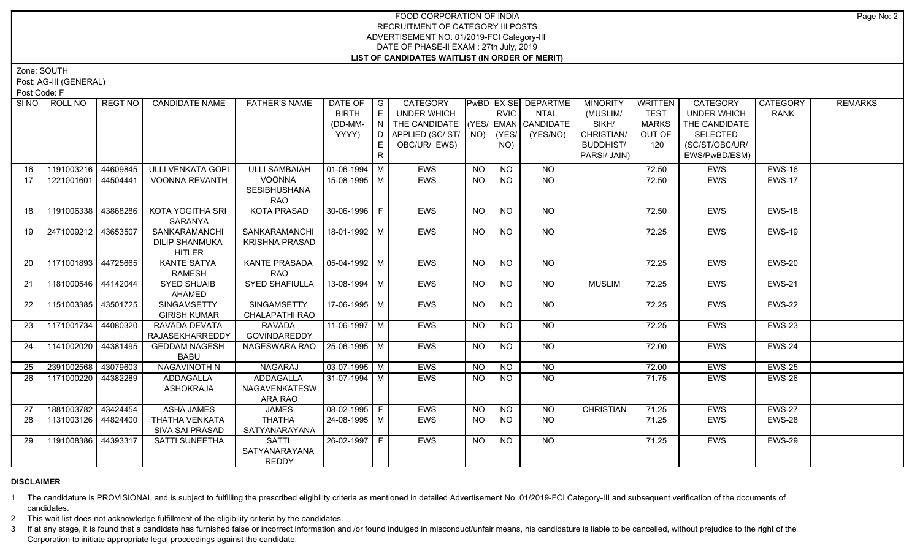FOOD CORPORATION OF INDIA
RECRUITMENT OF CATEGORY III POSTS
ADVERTISEMENT NO. 01/2019-FCI Category-III
DATE OF PHASE-II EXAM : 27th July, 2019
**LIST OF CANDIDATES WAITLIST (IN ORDER OF MERIT)**

Zone: SOUTH
Post: AG-III (GENERAL)
Post Code: F

| Sl NO | ROLL NO | REGT NO | CANDIDATE NAME | FATHER'S NAME | DATE OF BIRTH (DD-MM-YYYY) | GENDER | CATEGORY UNDER WHICH THE CANDIDATE APPLIED (SC/ ST/ OBC/UR/ EWS) | PwBD (YES/ NO) | EX-SERVICEMAN (YES/ NO) | DEPARTMENTAL CANDIDATE (YES/NO) | MINORITY (MUSLIM/ SIKH/ CHRISTIAN/ BUDDHIST/ PARSI/ JAIN) | WRITTEN TEST MARKS OUT OF 120 | CATEGORY UNDER WHICH THE CANDIDATE SELECTED (SC/ST/OBC/UR/ EWS/PwBD/ESM) | CATEGORY RANK | REMARKS |
|---|---|---|---|---|---|---|---|---|---|---|---|---|---|---|---|
| 16 | 1191003216 | 44609845 | ULLI VENKATA GOPI | ULLI SAMBAIAH | 01-06-1994 | M | EWS | NO | NO | NO | | 72.50 | EWS | EWS-16 | |
| 17 | 1221001601 | 44504441 | VOONNA REVANTH | VOONNA SESIBHUSHANA RAO | 15-08-1995 | M | EWS | NO | NO | NO | | 72.50 | EWS | EWS-17 | |
| 18 | 1191006338 | 43868286 | KOTA YOGITHA SRI SARANYA | KOTA PRASAD | 30-06-1996 | F | EWS | NO | NO | NO | | 72.50 | EWS | EWS-18 | |
| 19 | 2471009212 | 43653507 | SANKARAMANCHI DILIP SHANMUKA HITLER | SANKARAMANCHI KRISHNA PRASAD | 18-01-1992 | M | EWS | NO | NO | NO | | 72.25 | EWS | EWS-19 | |
| 20 | 1171001893 | 44725665 | KANTE SATYA RAMESH | KANTE PRASADA RAO | 05-04-1992 | M | EWS | NO | NO | NO | | 72.25 | EWS | EWS-20 | |
| 21 | 1181000546 | 44142044 | SYED SHUAIB AHAMED | SYED SHAFIULLA | 13-08-1994 | M | EWS | NO | NO | NO | MUSLIM | 72.25 | EWS | EWS-21 | |
| 22 | 1151003385 | 43501725 | SINGAMSETTY GIRISH KUMAR | SINGAMSETTY CHALAPATHI RAO | 17-06-1995 | M | EWS | NO | NO | NO | | 72.25 | EWS | EWS-22 | |
| 23 | 1171001734 | 44080320 | RAVADA DEVATA RAJASEKHARREDDY | RAVADA GOVINDAREDDY | 11-06-1997 | M | EWS | NO | NO | NO | | 72.25 | EWS | EWS-23 | |
| 24 | 1141002020 | 44381495 | GEDDAM NAGESH BABU | NAGESWARA RAO | 25-06-1995 | M | EWS | NO | NO | NO | | 72.00 | EWS | EWS-24 | |
| 25 | 2391002568 | 43079603 | NAGAVINOTH N | NAGARAJ | 03-07-1995 | M | EWS | NO | NO | NO | | 72.00 | EWS | EWS-25 | |
| 26 | 1171000220 | 44382289 | ADDAGALLA ASHOKRAJA | ADDAGALLA NAGAVENKATESWARA RAO | 31-07-1994 | M | EWS | NO | NO | NO | | 71.75 | EWS | EWS-26 | |
| 27 | 1881003782 | 43424454 | ASHA JAMES | JAMES | 08-02-1995 | F | EWS | NO | NO | NO | CHRISTIAN | 71.25 | EWS | EWS-27 | |
| 28 | 1131003126 | 44824400 | THATHA VENKATA SIVA SAI PRASAD | THATHA SATYANARAYANA | 24-08-1995 | M | EWS | NO | NO | NO | | 71.25 | EWS | EWS-28 | |
| 29 | 1191008386 | 44393317 | SATTI SUNEETHA | SATTI SATYANARAYANA REDDY | 26-02-1997 | F | EWS | NO | NO | NO | | 71.25 | EWS | EWS-29 | |

**DISCLAIMER**

1 The candidature is PROVISIONAL and is subject to fulfilling the prescribed eligibility criteria as mentioned in detailed Advertisement No .01/2019-FCI Category-III and subsequent verification of the documents of candidates.

2 This wait list does not acknowledge fulfillment of the eligibility criteria by the candidates.

3 If at any stage, it is found that a candidate has furnished false or incorrect information and /or found indulged in misconduct/unfair means, his candidature is liable to be cancelled, without prejudice to the right of the Corporation to initiate appropriate legal proceedings against the candidate.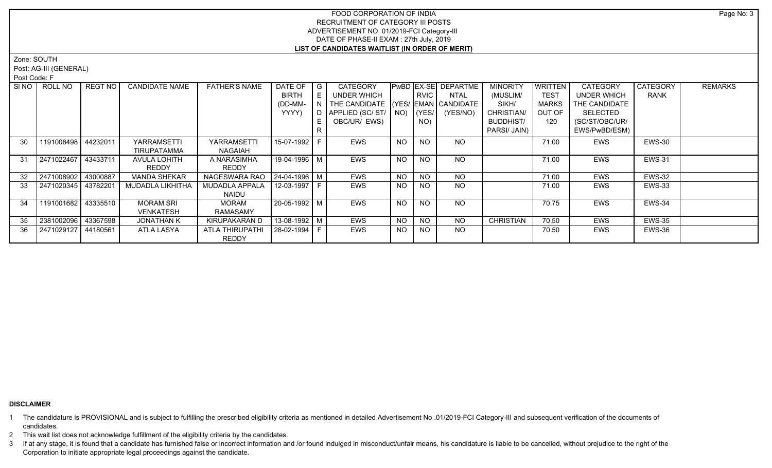# FOOD CORPORATION OF INDIA

RECRUITMENT OF CATEGORY III POSTS

ADVERTISEMENT NO. 01/2019-FCI Category-III

DATE OF PHASE-II EXAM : 27th July, 2019

**LIST OF CANDIDATES WAITLIST (IN ORDER OF MERIT)**

Zone: SOUTH

Post: AG-III (GENERAL)

Post Code: F

| SI NO | ROLL NO | REGT NO | CANDIDATE NAME | FATHER'S NAME | DATE OF BIRTH (DD-MM-YYYY) | GENDER | CATEGORY UNDER WHICH THE CANDIDATE APPLIED (SC/ ST/ OBC/UR/ EWS) | PwBD (YES/ NO) | EX-SERVICEMAN (YES/ NO) | DEPARTMENTAL CANDIDATE (YES/NO) | MINORITY (MUSLIM/ SIKH/ CHRISTIAN/ BUDDHIST/ PARSI/ JAIN) | WRITTEN TEST MARKS OUT OF 120 | CATEGORY UNDER WHICH THE CANDIDATE SELECTED (SC/ST/OBC/UR/ EWS/PwBD/ESM) | CATEGORY RANK | REMARKS |
|---|---|---|---|---|---|---|---|---|---|---|---|---|---|---|---|
| 30 | 1191008498 | 44232011 | YARRAMSETTI TIRUPATAMMA | YARRAMSETTI NAGAIAH | 15-07-1992 | F | EWS | NO | NO | NO | | 71.00 | EWS | EWS-30 | |
| 31 | 2471022467 | 43433711 | AVULA LOHITH REDDY | A NARASIMHA REDDY | 19-04-1996 | M | EWS | NO | NO | NO | | 71.00 | EWS | EWS-31 | |
| 32 | 2471008902 | 43000887 | MANDA SHEKAR | NAGESWARA RAO | 24-04-1996 | M | EWS | NO | NO | NO | | 71.00 | EWS | EWS-32 | |
| 33 | 2471020345 | 43782201 | MUDADLA LIKHITHA | MUDADLA APPALA NAIDU | 12-03-1997 | F | EWS | NO | NO | NO | | 71.00 | EWS | EWS-33 | |
| 34 | 1191001682 | 43335510 | MORAM SRI VENKATESH | MORAM RAMASAMY | 20-05-1992 | M | EWS | NO | NO | NO | | 70.75 | EWS | EWS-34 | |
| 35 | 2381002096 | 43367598 | JONATHAN K | KIRUPAKARAN D | 13-08-1992 | M | EWS | NO | NO | NO | CHRISTIAN | 70.50 | EWS | EWS-35 | |
| 36 | 2471029127 | 44180561 | ATLA LASYA | ATLA THIRUPATHI REDDY | 28-02-1994 | F | EWS | NO | NO | NO | | 70.50 | EWS | EWS-36 | |

**DISCLAIMER**

1 The candidature is PROVISIONAL and is subject to fulfilling the prescribed eligibility criteria as mentioned in detailed Advertisement No .01/2019-FCI Category-III and subsequent verification of the documents of candidates.

2 This wait list does not acknowledge fulfillment of the eligibility criteria by the candidates.

3 If at any stage, it is found that a candidate has furnished false or incorrect information and /or found indulged in misconduct/unfair means, his candidature is liable to be cancelled, without prejudice to the right of the Corporation to initiate appropriate legal proceedings against the candidate.